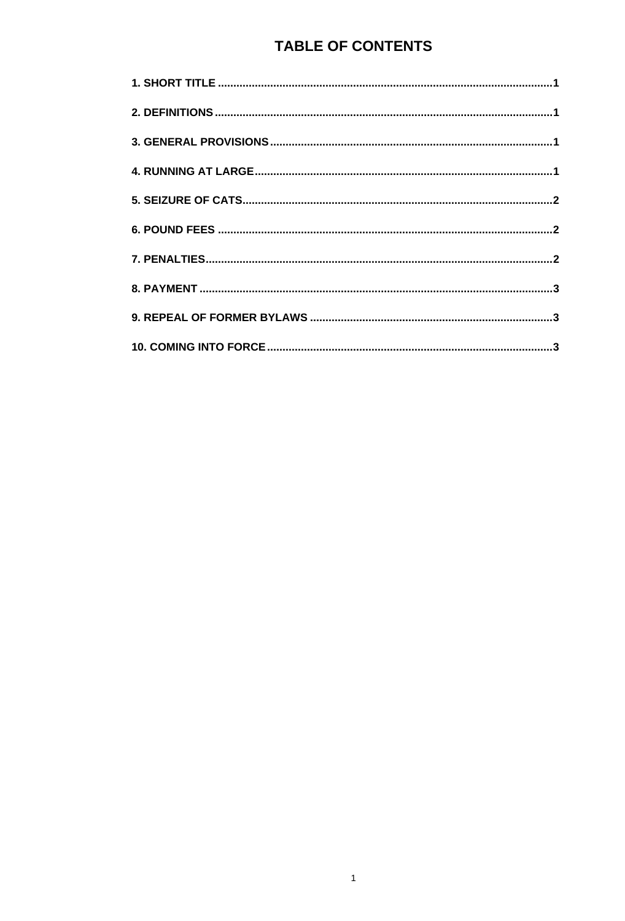# TABLE OF CONTENTS

**1. SHORT TITLE** ........................................................................................................... **1**

**2. DEFINITIONS** ............................................................................................................ **1**

**3. GENERAL PROVISIONS** ........................................................................................... **1**

**4. RUNNING AT LARGE** ................................................................................................ **1**

**5. SEIZURE OF CATS** .................................................................................................... **2**

**6. POUND FEES** ........................................................................................................... **2**

**7. PENALTIES** ............................................................................................................... **2**

**8. PAYMENT** ................................................................................................................. **3**

**9. REPEAL OF FORMER BYLAWS** .............................................................................. **3**

**10. COMING INTO FORCE** ............................................................................................ **3**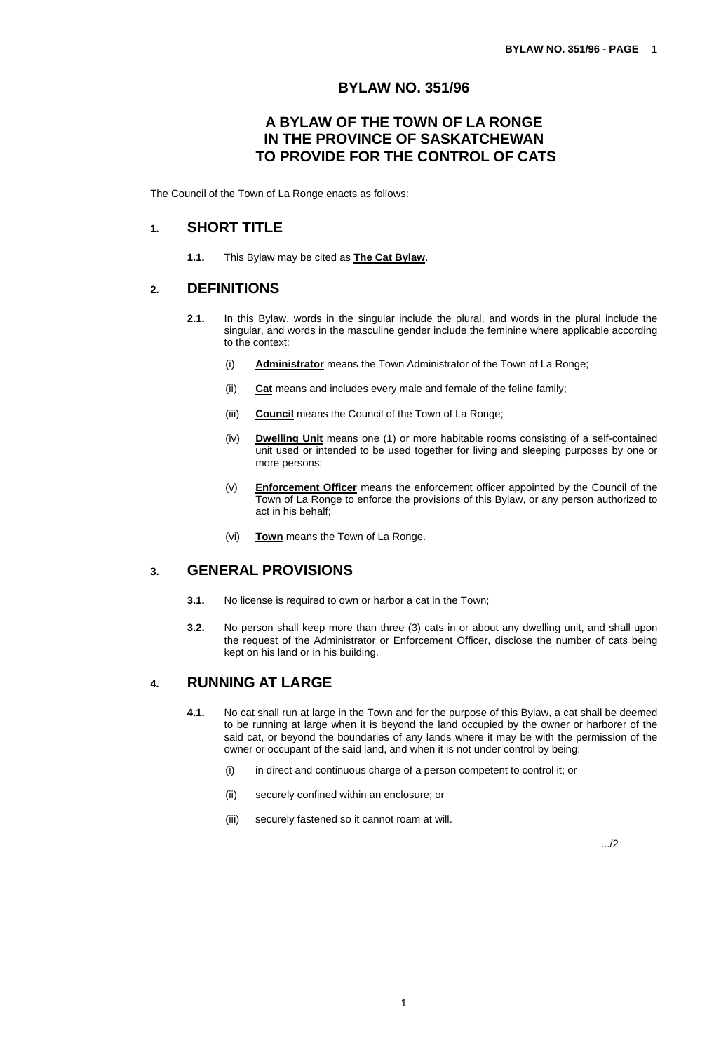# BYLAW NO. 351/96

## A BYLAW OF THE TOWN OF LA RONGE IN THE PROVINCE OF SASKATCHEWAN TO PROVIDE FOR THE CONTROL OF CATS

The Council of the Town of La Ronge enacts as follows:

## 1. SHORT TITLE

**1.1.** This Bylaw may be cited as **The Cat Bylaw**.

## 2. DEFINITIONS

**2.1.** In this Bylaw, words in the singular include the plural, and words in the plural include the singular, and words in the masculine gender include the feminine where applicable according to the context:

(i) **Administrator** means the Town Administrator of the Town of La Ronge;

(ii) **Cat** means and includes every male and female of the feline family;

(iii) **Council** means the Council of the Town of La Ronge;

(iv) **Dwelling Unit** means one (1) or more habitable rooms consisting of a self-contained unit used or intended to be used together for living and sleeping purposes by one or more persons;

(v) **Enforcement Officer** means the enforcement officer appointed by the Council of the Town of La Ronge to enforce the provisions of this Bylaw, or any person authorized to act in his behalf;

(vi) **Town** means the Town of La Ronge.

## 3. GENERAL PROVISIONS

**3.1.** No license is required to own or harbor a cat in the Town;

**3.2.** No person shall keep more than three (3) cats in or about any dwelling unit, and shall upon the request of the Administrator or Enforcement Officer, disclose the number of cats being kept on his land or in his building.

## 4. RUNNING AT LARGE

**4.1.** No cat shall run at large in the Town and for the purpose of this Bylaw, a cat shall be deemed to be running at large when it is beyond the land occupied by the owner or harborer of the said cat, or beyond the boundaries of any lands where it may be with the permission of the owner or occupant of the said land, and when it is not under control by being:

(i) in direct and continuous charge of a person competent to control it; or

(ii) securely confined within an enclosure; or

(iii) securely fastened so it cannot roam at will.

.../2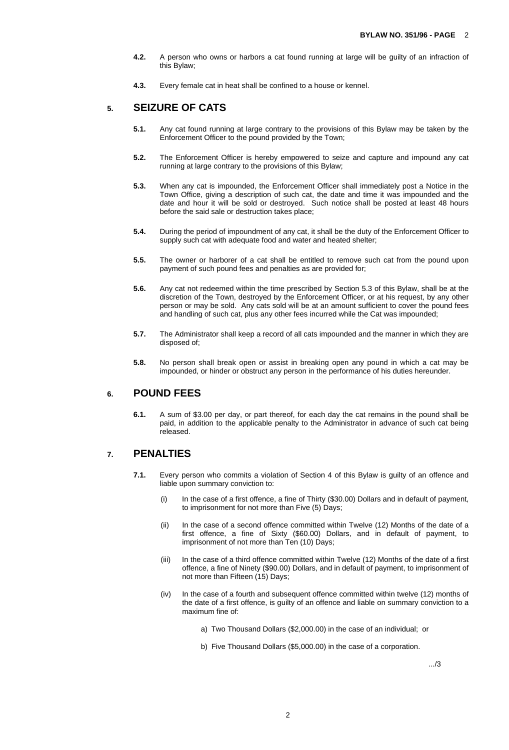**4.2.** A person who owns or harbors a cat found running at large will be guilty of an infraction of this Bylaw;

**4.3.** Every female cat in heat shall be confined to a house or kennel.

## 5. SEIZURE OF CATS

**5.1.** Any cat found running at large contrary to the provisions of this Bylaw may be taken by the Enforcement Officer to the pound provided by the Town;

**5.2.** The Enforcement Officer is hereby empowered to seize and capture and impound any cat running at large contrary to the provisions of this Bylaw;

**5.3.** When any cat is impounded, the Enforcement Officer shall immediately post a Notice in the Town Office, giving a description of such cat, the date and time it was impounded and the date and hour it will be sold or destroyed. Such notice shall be posted at least 48 hours before the said sale or destruction takes place;

**5.4.** During the period of impoundment of any cat, it shall be the duty of the Enforcement Officer to supply such cat with adequate food and water and heated shelter;

**5.5.** The owner or harborer of a cat shall be entitled to remove such cat from the pound upon payment of such pound fees and penalties as are provided for;

**5.6.** Any cat not redeemed within the time prescribed by Section 5.3 of this Bylaw, shall be at the discretion of the Town, destroyed by the Enforcement Officer, or at his request, by any other person or may be sold. Any cats sold will be at an amount sufficient to cover the pound fees and handling of such cat, plus any other fees incurred while the Cat was impounded;

**5.7.** The Administrator shall keep a record of all cats impounded and the manner in which they are disposed of;

**5.8.** No person shall break open or assist in breaking open any pound in which a cat may be impounded, or hinder or obstruct any person in the performance of his duties hereunder.

## 6. POUND FEES

**6.1.** A sum of $3.00 per day, or part thereof, for each day the cat remains in the pound shall be paid, in addition to the applicable penalty to the Administrator in advance of such cat being released.

## 7. PENALTIES

**7.1.** Every person who commits a violation of Section 4 of this Bylaw is guilty of an offence and liable upon summary conviction to:

(i) In the case of a first offence, a fine of Thirty ($30.00) Dollars and in default of payment, to imprisonment for not more than Five (5) Days;

(ii) In the case of a second offence committed within Twelve (12) Months of the date of a first offence, a fine of Sixty ($60.00) Dollars, and in default of payment, to imprisonment of not more than Ten (10) Days;

(iii) In the case of a third offence committed within Twelve (12) Months of the date of a first offence, a fine of Ninety ($90.00) Dollars, and in default of payment, to imprisonment of not more than Fifteen (15) Days;

(iv) In the case of a fourth and subsequent offence committed within twelve (12) months of the date of a first offence, is guilty of an offence and liable on summary conviction to a maximum fine of:

a) Two Thousand Dollars ($2,000.00) in the case of an individual; or

b) Five Thousand Dollars ($5,000.00) in the case of a corporation.

.../3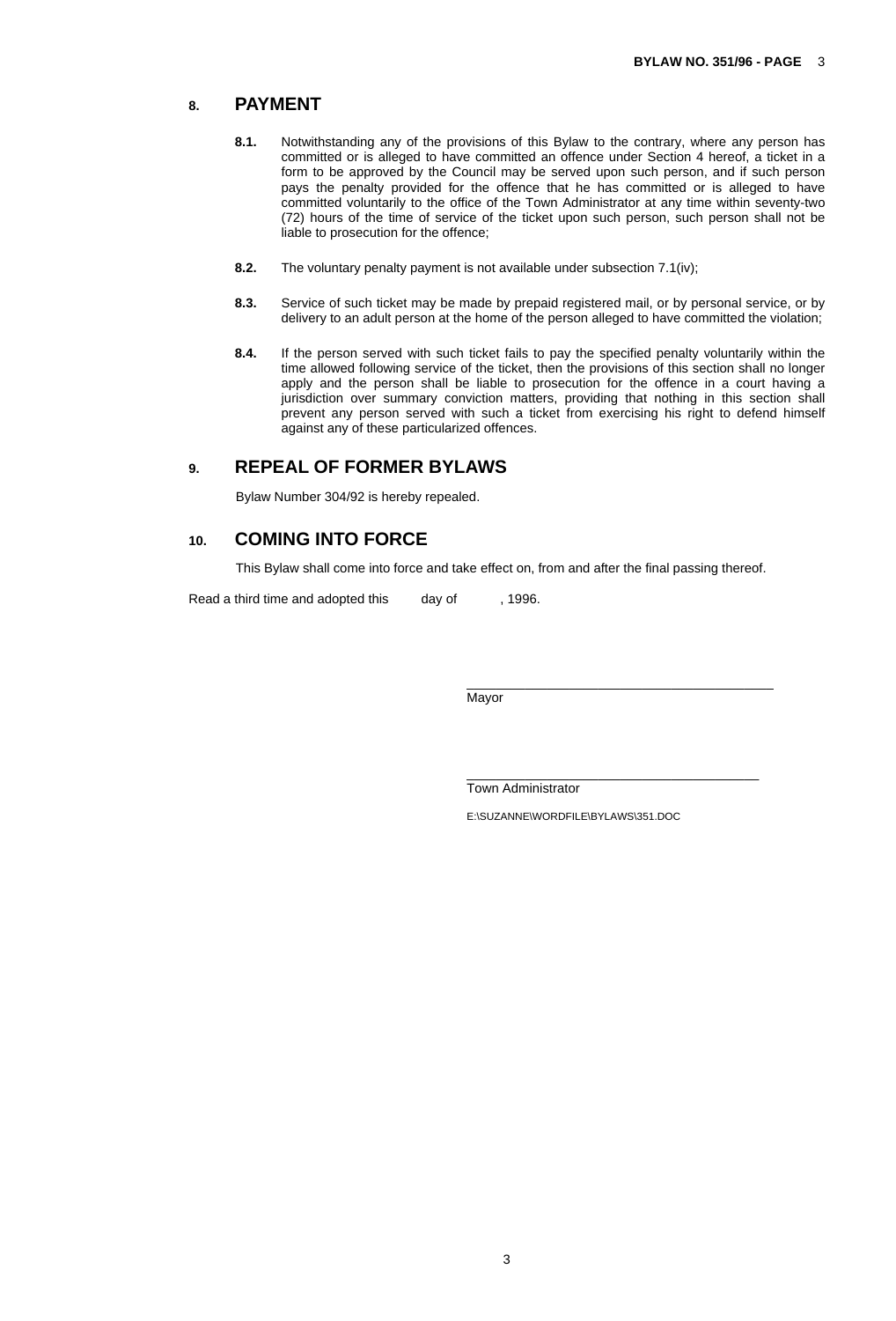## 8. PAYMENT

**8.1.** Notwithstanding any of the provisions of this Bylaw to the contrary, where any person has committed or is alleged to have committed an offence under Section 4 hereof, a ticket in a form to be approved by the Council may be served upon such person, and if such person pays the penalty provided for the offence that he has committed or is alleged to have committed voluntarily to the office of the Town Administrator at any time within seventy-two (72) hours of the time of service of the ticket upon such person, such person shall not be liable to prosecution for the offence;

**8.2.** The voluntary penalty payment is not available under subsection 7.1(iv);

**8.3.** Service of such ticket may be made by prepaid registered mail, or by personal service, or by delivery to an adult person at the home of the person alleged to have committed the violation;

**8.4.** If the person served with such ticket fails to pay the specified penalty voluntarily within the time allowed following service of the ticket, then the provisions of this section shall no longer apply and the person shall be liable to prosecution for the offence in a court having a jurisdiction over summary conviction matters, providing that nothing in this section shall prevent any person served with such a ticket from exercising his right to defend himself against any of these particularized offences.

## 9. REPEAL OF FORMER BYLAWS

Bylaw Number 304/92 is hereby repealed.

## 10. COMING INTO FORCE

This Bylaw shall come into force and take effect on, from and after the final passing thereof.

Read a third time and adopted this        day of        , 1996.

\_\_\_\_\_\_\_\_\_\_\_\_\_\_\_\_\_\_\_\_\_\_\_\_\_\_\_\_\_\_\_\_
Mayor

\_\_\_\_\_\_\_\_\_\_\_\_\_\_\_\_\_\_\_\_\_\_\_\_\_\_\_\_\_\_\_\_
Town Administrator

E:\SUZANNE\WORDFILE\BYLAWS\351.DOC